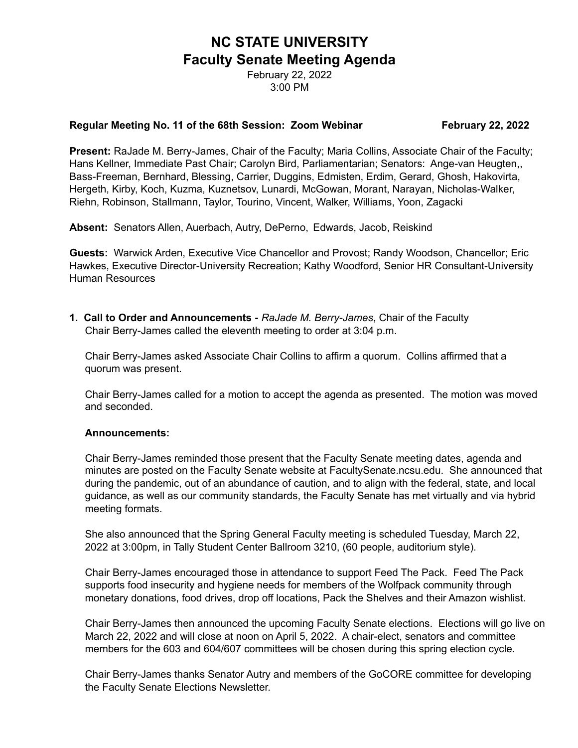# NC STATE UNIVERSITY
# Faculty Senate Meeting Agenda

February 22, 2022
3:00 PM

**Regular Meeting No. 11 of the 68th Session: Zoom Webinar** **February 22, 2022**

**Present:** RaJade M. Berry-James, Chair of the Faculty; Maria Collins, Associate Chair of the Faculty; Hans Kellner, Immediate Past Chair; Carolyn Bird, Parliamentarian; Senators: Ange-van Heugten,, Bass-Freeman, Bernhard, Blessing, Carrier, Duggins, Edmisten, Erdim, Gerard, Ghosh, Hakovirta, Hergeth, Kirby, Koch, Kuzma, Kuznetsov, Lunardi, McGowan, Morant, Narayan, Nicholas-Walker, Riehn, Robinson, Stallmann, Taylor, Tourino, Vincent, Walker, Williams, Yoon, Zagacki

**Absent:** Senators Allen, Auerbach, Autry, DePerno, Edwards, Jacob, Reiskind

**Guests:** Warwick Arden, Executive Vice Chancellor and Provost; Randy Woodson, Chancellor; Eric Hawkes, Executive Director-University Recreation; Kathy Woodford, Senior HR Consultant-University Human Resources

**1. Call to Order and Announcements -** *RaJade M. Berry-James*, Chair of the Faculty

Chair Berry-James called the eleventh meeting to order at 3:04 p.m.

Chair Berry-James asked Associate Chair Collins to affirm a quorum. Collins affirmed that a quorum was present.

Chair Berry-James called for a motion to accept the agenda as presented. The motion was moved and seconded.

**Announcements:**

Chair Berry-James reminded those present that the Faculty Senate meeting dates, agenda and minutes are posted on the Faculty Senate website at FacultySenate.ncsu.edu. She announced that during the pandemic, out of an abundance of caution, and to align with the federal, state, and local guidance, as well as our community standards, the Faculty Senate has met virtually and via hybrid meeting formats.

She also announced that the Spring General Faculty meeting is scheduled Tuesday, March 22, 2022 at 3:00pm, in Tally Student Center Ballroom 3210, (60 people, auditorium style).

Chair Berry-James encouraged those in attendance to support Feed The Pack. Feed The Pack supports food insecurity and hygiene needs for members of the Wolfpack community through monetary donations, food drives, drop off locations, Pack the Shelves and their Amazon wishlist.

Chair Berry-James then announced the upcoming Faculty Senate elections. Elections will go live on March 22, 2022 and will close at noon on April 5, 2022. A chair-elect, senators and committee members for the 603 and 604/607 committees will be chosen during this spring election cycle.

Chair Berry-James thanks Senator Autry and members of the GoCORE committee for developing the Faculty Senate Elections Newsletter.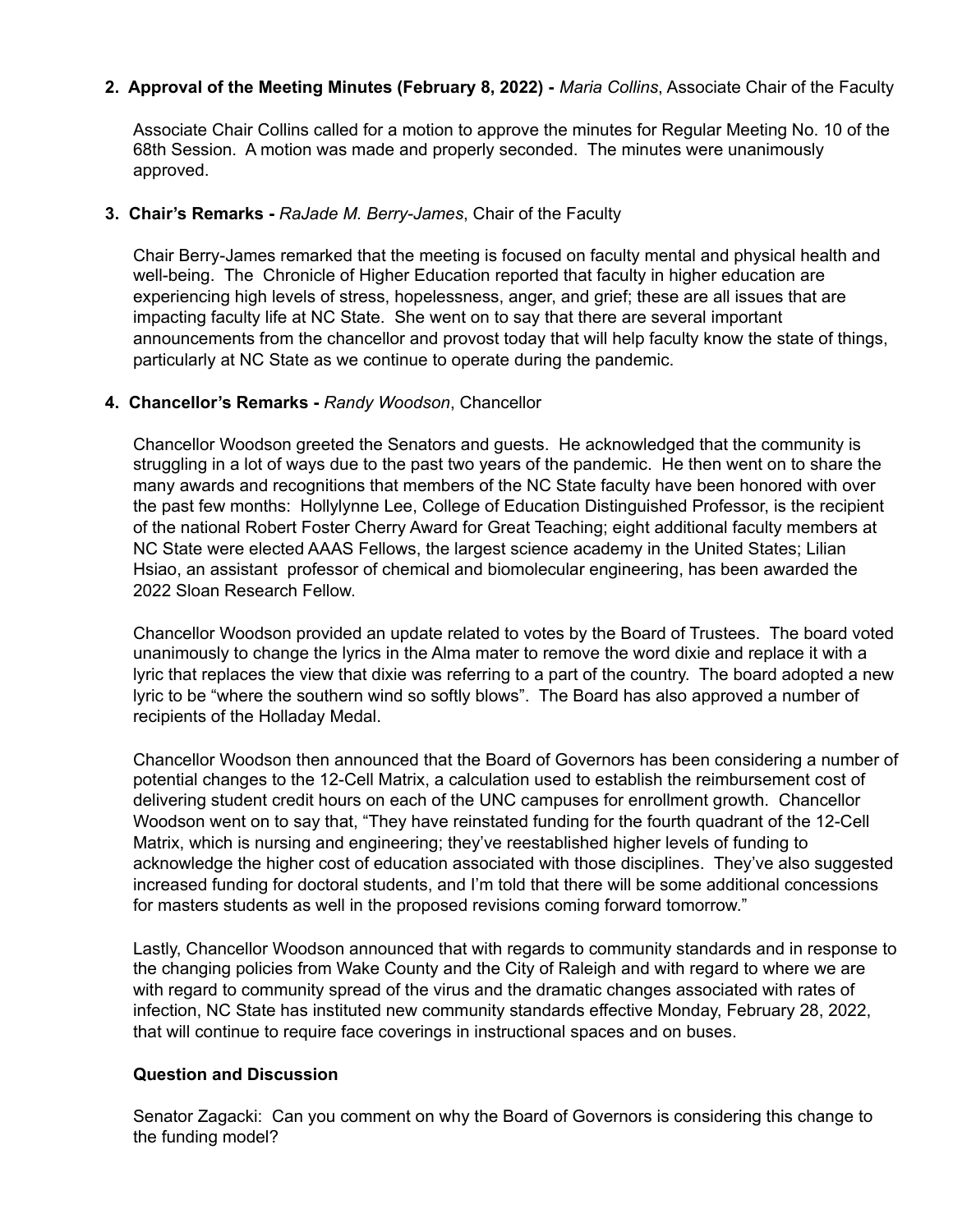**2. Approval of the Meeting Minutes (February 8, 2022) -** *Maria Collins*, Associate Chair of the Faculty

Associate Chair Collins called for a motion to approve the minutes for Regular Meeting No. 10 of the 68th Session. A motion was made and properly seconded. The minutes were unanimously approved.

**3. Chair's Remarks -** *RaJade M. Berry-James*, Chair of the Faculty

Chair Berry-James remarked that the meeting is focused on faculty mental and physical health and well-being. The Chronicle of Higher Education reported that faculty in higher education are experiencing high levels of stress, hopelessness, anger, and grief; these are all issues that are impacting faculty life at NC State. She went on to say that there are several important announcements from the chancellor and provost today that will help faculty know the state of things, particularly at NC State as we continue to operate during the pandemic.

**4. Chancellor's Remarks -** *Randy Woodson*, Chancellor

Chancellor Woodson greeted the Senators and guests. He acknowledged that the community is struggling in a lot of ways due to the past two years of the pandemic. He then went on to share the many awards and recognitions that members of the NC State faculty have been honored with over the past few months: Hollylynne Lee, College of Education Distinguished Professor, is the recipient of the national Robert Foster Cherry Award for Great Teaching; eight additional faculty members at NC State were elected AAAS Fellows, the largest science academy in the United States; Lilian Hsiao, an assistant professor of chemical and biomolecular engineering, has been awarded the 2022 Sloan Research Fellow.

Chancellor Woodson provided an update related to votes by the Board of Trustees. The board voted unanimously to change the lyrics in the Alma mater to remove the word dixie and replace it with a lyric that replaces the view that dixie was referring to a part of the country. The board adopted a new lyric to be "where the southern wind so softly blows". The Board has also approved a number of recipients of the Holladay Medal.

Chancellor Woodson then announced that the Board of Governors has been considering a number of potential changes to the 12-Cell Matrix, a calculation used to establish the reimbursement cost of delivering student credit hours on each of the UNC campuses for enrollment growth. Chancellor Woodson went on to say that, "They have reinstated funding for the fourth quadrant of the 12-Cell Matrix, which is nursing and engineering; they've reestablished higher levels of funding to acknowledge the higher cost of education associated with those disciplines. They've also suggested increased funding for doctoral students, and I'm told that there will be some additional concessions for masters students as well in the proposed revisions coming forward tomorrow."

Lastly, Chancellor Woodson announced that with regards to community standards and in response to the changing policies from Wake County and the City of Raleigh and with regard to where we are with regard to community spread of the virus and the dramatic changes associated with rates of infection, NC State has instituted new community standards effective Monday, February 28, 2022, that will continue to require face coverings in instructional spaces and on buses.

**Question and Discussion**

Senator Zagacki: Can you comment on why the Board of Governors is considering this change to the funding model?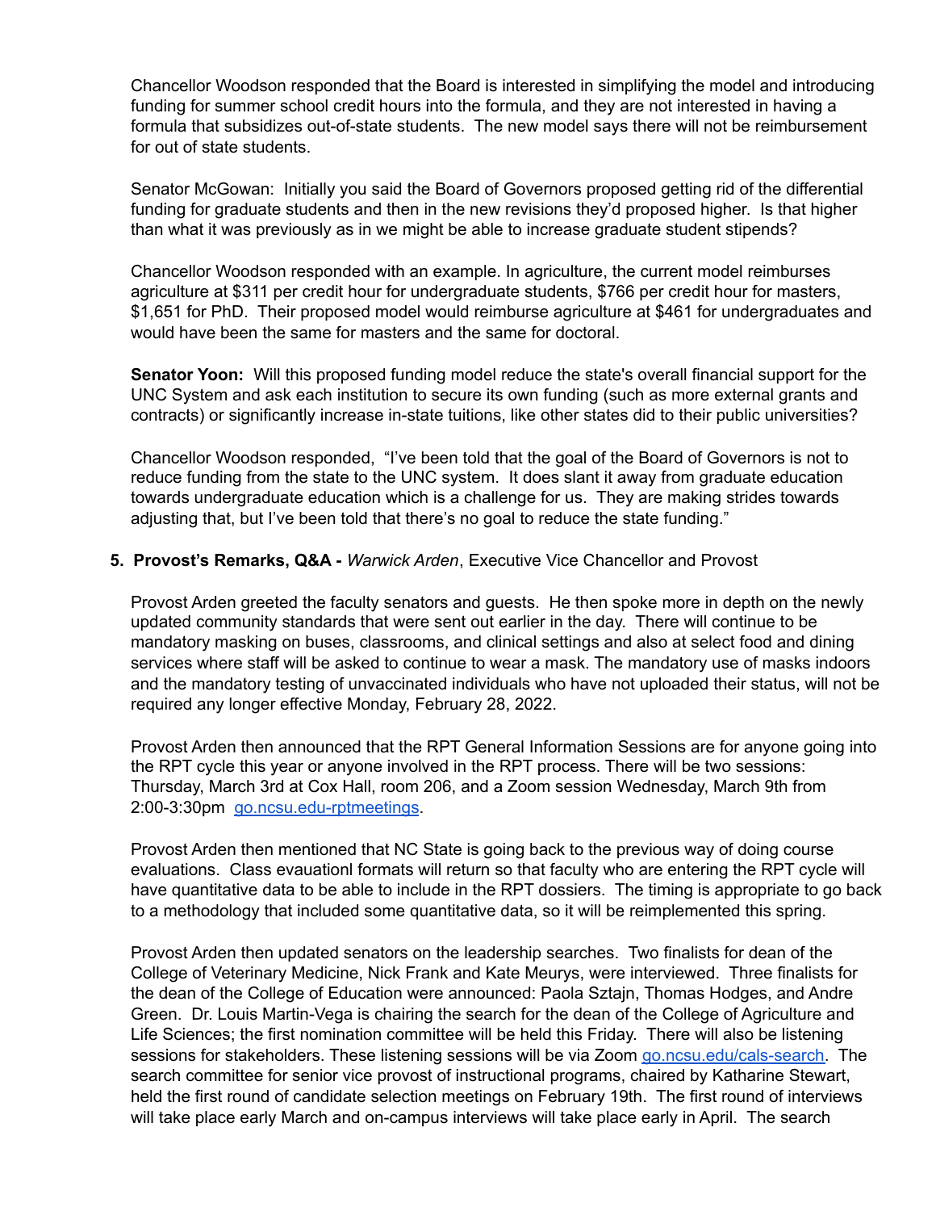Chancellor Woodson responded that the Board is interested in simplifying the model and introducing funding for summer school credit hours into the formula, and they are not interested in having a formula that subsidizes out-of-state students. The new model says there will not be reimbursement for out of state students.

Senator McGowan: Initially you said the Board of Governors proposed getting rid of the differential funding for graduate students and then in the new revisions they'd proposed higher. Is that higher than what it was previously as in we might be able to increase graduate student stipends?

Chancellor Woodson responded with an example. In agriculture, the current model reimburses agriculture at $311 per credit hour for undergraduate students, $766 per credit hour for masters, $1,651 for PhD. Their proposed model would reimburse agriculture at $461 for undergraduates and would have been the same for masters and the same for doctoral.

**Senator Yoon:** Will this proposed funding model reduce the state's overall financial support for the UNC System and ask each institution to secure its own funding (such as more external grants and contracts) or significantly increase in-state tuitions, like other states did to their public universities?

Chancellor Woodson responded, "I've been told that the goal of the Board of Governors is not to reduce funding from the state to the UNC system. It does slant it away from graduate education towards undergraduate education which is a challenge for us. They are making strides towards adjusting that, but I've been told that there's no goal to reduce the state funding."

5. **Provost's Remarks, Q&A -** *Warwick Arden*, Executive Vice Chancellor and Provost

Provost Arden greeted the faculty senators and guests. He then spoke more in depth on the newly updated community standards that were sent out earlier in the day. There will continue to be mandatory masking on buses, classrooms, and clinical settings and also at select food and dining services where staff will be asked to continue to wear a mask. The mandatory use of masks indoors and the mandatory testing of unvaccinated individuals who have not uploaded their status, will not be required any longer effective Monday, February 28, 2022.

Provost Arden then announced that the RPT General Information Sessions are for anyone going into the RPT cycle this year or anyone involved in the RPT process. There will be two sessions: Thursday, March 3rd at Cox Hall, room 206, and a Zoom session Wednesday, March 9th from 2:00-3:30pm [go.ncsu.edu-rptmeetings](go.ncsu.edu-rptmeetings).

Provost Arden then mentioned that NC State is going back to the previous way of doing course evaluations. Class evauationl formats will return so that faculty who are entering the RPT cycle will have quantitative data to be able to include in the RPT dossiers. The timing is appropriate to go back to a methodology that included some quantitative data, so it will be reimplemented this spring.

Provost Arden then updated senators on the leadership searches. Two finalists for dean of the College of Veterinary Medicine, Nick Frank and Kate Meurys, were interviewed. Three finalists for the dean of the College of Education were announced: Paola Sztajn, Thomas Hodges, and Andre Green. Dr. Louis Martin-Vega is chairing the search for the dean of the College of Agriculture and Life Sciences; the first nomination committee will be held this Friday. There will also be listening sessions for stakeholders. These listening sessions will be via Zoom [go.ncsu.edu/cals-search](go.ncsu.edu/cals-search). The search committee for senior vice provost of instructional programs, chaired by Katharine Stewart, held the first round of candidate selection meetings on February 19th. The first round of interviews will take place early March and on-campus interviews will take place early in April. The search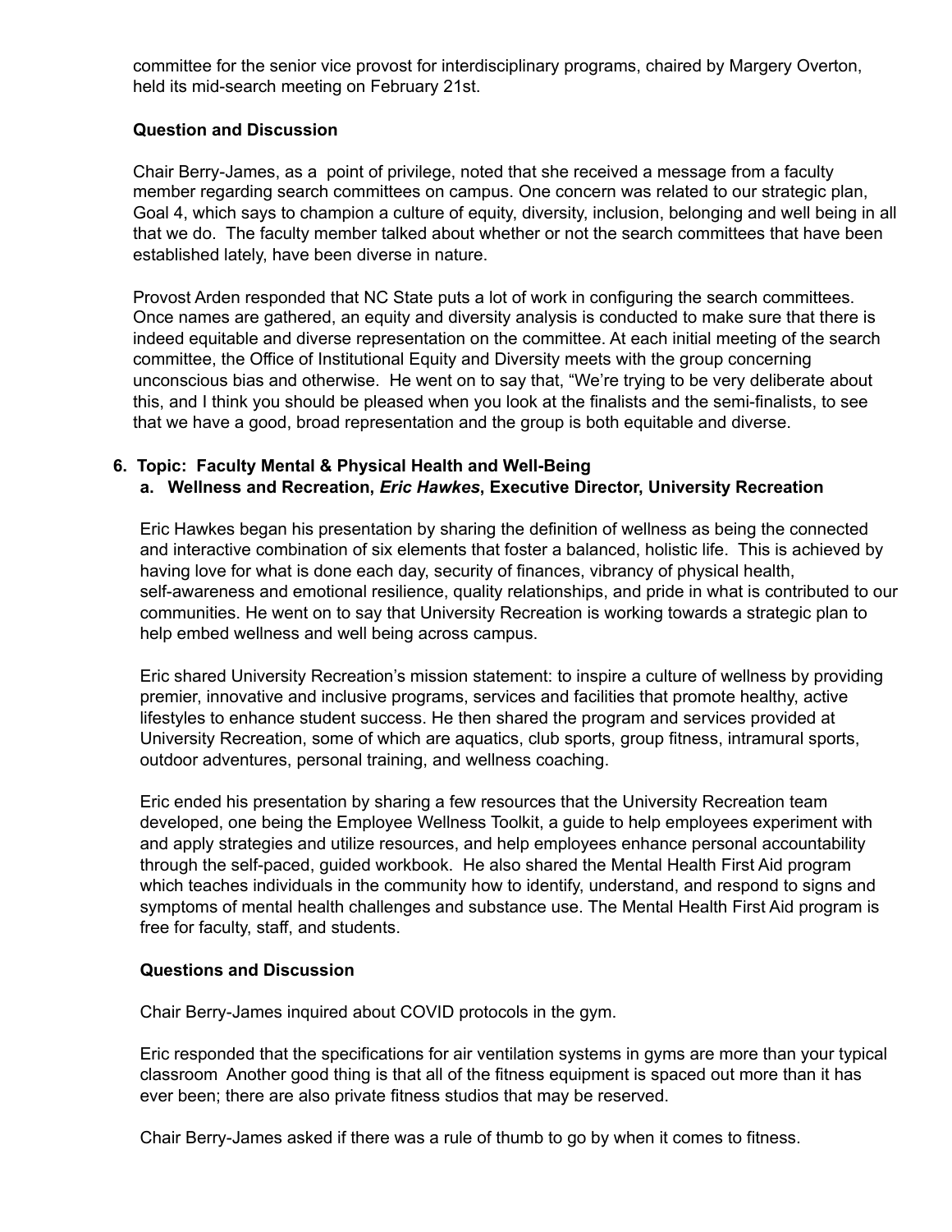committee for the senior vice provost for interdisciplinary programs, chaired by Margery Overton, held its mid-search meeting on February 21st.

**Question and Discussion**

Chair Berry-James, as a point of privilege, noted that she received a message from a faculty member regarding search committees on campus. One concern was related to our strategic plan, Goal 4, which says to champion a culture of equity, diversity, inclusion, belonging and well being in all that we do. The faculty member talked about whether or not the search committees that have been established lately, have been diverse in nature.

Provost Arden responded that NC State puts a lot of work in configuring the search committees. Once names are gathered, an equity and diversity analysis is conducted to make sure that there is indeed equitable and diverse representation on the committee. At each initial meeting of the search committee, the Office of Institutional Equity and Diversity meets with the group concerning unconscious bias and otherwise. He went on to say that, "We're trying to be very deliberate about this, and I think you should be pleased when you look at the finalists and the semi-finalists, to see that we have a good, broad representation and the group is both equitable and diverse.

6. **Topic: Faculty Mental & Physical Health and Well-Being**
   a. **Wellness and Recreation, *Eric Hawkes*, Executive Director, University Recreation**

Eric Hawkes began his presentation by sharing the definition of wellness as being the connected and interactive combination of six elements that foster a balanced, holistic life. This is achieved by having love for what is done each day, security of finances, vibrancy of physical health, self-awareness and emotional resilience, quality relationships, and pride in what is contributed to our communities. He went on to say that University Recreation is working towards a strategic plan to help embed wellness and well being across campus.

Eric shared University Recreation's mission statement: to inspire a culture of wellness by providing premier, innovative and inclusive programs, services and facilities that promote healthy, active lifestyles to enhance student success. He then shared the program and services provided at University Recreation, some of which are aquatics, club sports, group fitness, intramural sports, outdoor adventures, personal training, and wellness coaching.

Eric ended his presentation by sharing a few resources that the University Recreation team developed, one being the Employee Wellness Toolkit, a guide to help employees experiment with and apply strategies and utilize resources, and help employees enhance personal accountability through the self-paced, guided workbook. He also shared the Mental Health First Aid program which teaches individuals in the community how to identify, understand, and respond to signs and symptoms of mental health challenges and substance use. The Mental Health First Aid program is free for faculty, staff, and students.

**Questions and Discussion**

Chair Berry-James inquired about COVID protocols in the gym.

Eric responded that the specifications for air ventilation systems in gyms are more than your typical classroom Another good thing is that all of the fitness equipment is spaced out more than it has ever been; there are also private fitness studios that may be reserved.

Chair Berry-James asked if there was a rule of thumb to go by when it comes to fitness.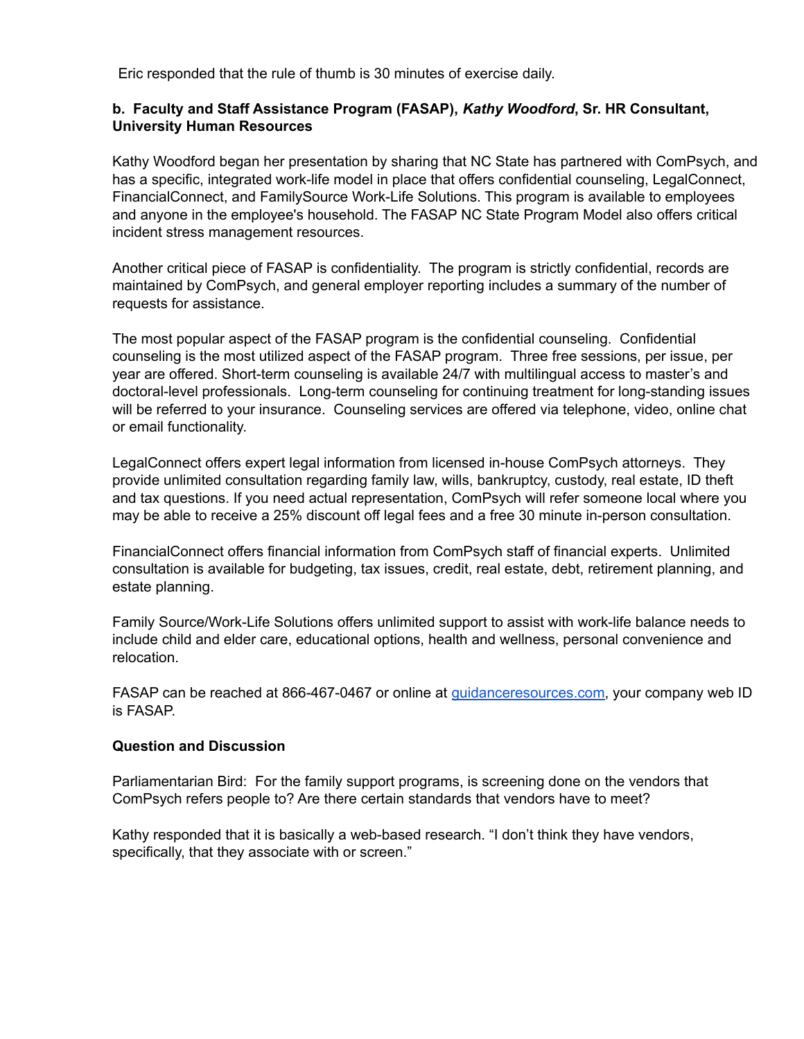Eric responded that the rule of thumb is 30 minutes of exercise daily.

**b. Faculty and Staff Assistance Program (FASAP),** ***Kathy Woodford*****, Sr. HR Consultant, University Human Resources**

Kathy Woodford began her presentation by sharing that NC State has partnered with ComPsych, and has a specific, integrated work-life model in place that offers confidential counseling, LegalConnect, FinancialConnect, and FamilySource Work-Life Solutions. This program is available to employees and anyone in the employee's household. The FASAP NC State Program Model also offers critical incident stress management resources.

Another critical piece of FASAP is confidentiality. The program is strictly confidential, records are maintained by ComPsych, and general employer reporting includes a summary of the number of requests for assistance.

The most popular aspect of the FASAP program is the confidential counseling. Confidential counseling is the most utilized aspect of the FASAP program. Three free sessions, per issue, per year are offered. Short-term counseling is available 24/7 with multilingual access to master's and doctoral-level professionals. Long-term counseling for continuing treatment for long-standing issues will be referred to your insurance. Counseling services are offered via telephone, video, online chat or email functionality.

LegalConnect offers expert legal information from licensed in-house ComPsych attorneys. They provide unlimited consultation regarding family law, wills, bankruptcy, custody, real estate, ID theft and tax questions. If you need actual representation, ComPsych will refer someone local where you may be able to receive a 25% discount off legal fees and a free 30 minute in-person consultation.

FinancialConnect offers financial information from ComPsych staff of financial experts. Unlimited consultation is available for budgeting, tax issues, credit, real estate, debt, retirement planning, and estate planning.

Family Source/Work-Life Solutions offers unlimited support to assist with work-life balance needs to include child and elder care, educational options, health and wellness, personal convenience and relocation.

FASAP can be reached at 866-467-0467 or online at [guidanceresources.com](guidanceresources.com), your company web ID is FASAP.

**Question and Discussion**

Parliamentarian Bird: For the family support programs, is screening done on the vendors that ComPsych refers people to? Are there certain standards that vendors have to meet?

Kathy responded that it is basically a web-based research. "I don't think they have vendors, specifically, that they associate with or screen."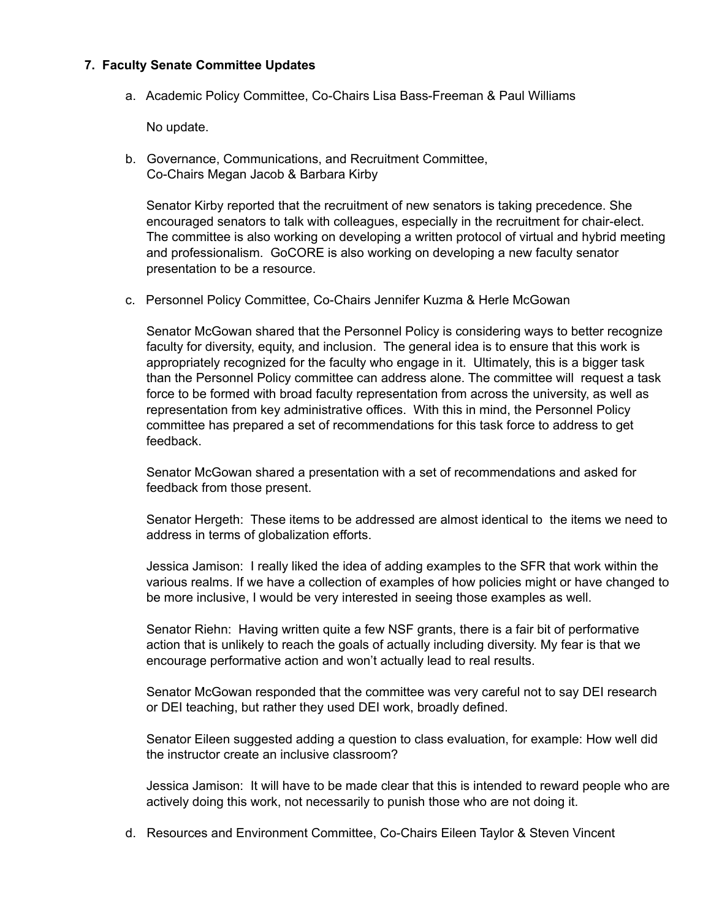### 7. Faculty Senate Committee Updates

a. Academic Policy Committee, Co-Chairs Lisa Bass-Freeman & Paul Williams

No update.

b. Governance, Communications, and Recruitment Committee, Co-Chairs Megan Jacob & Barbara Kirby

Senator Kirby reported that the recruitment of new senators is taking precedence. She encouraged senators to talk with colleagues, especially in the recruitment for chair-elect. The committee is also working on developing a written protocol of virtual and hybrid meeting and professionalism. GoCORE is also working on developing a new faculty senator presentation to be a resource.

c. Personnel Policy Committee, Co-Chairs Jennifer Kuzma & Herle McGowan

Senator McGowan shared that the Personnel Policy is considering ways to better recognize faculty for diversity, equity, and inclusion. The general idea is to ensure that this work is appropriately recognized for the faculty who engage in it. Ultimately, this is a bigger task than the Personnel Policy committee can address alone. The committee will request a task force to be formed with broad faculty representation from across the university, as well as representation from key administrative offices. With this in mind, the Personnel Policy committee has prepared a set of recommendations for this task force to address to get feedback.

Senator McGowan shared a presentation with a set of recommendations and asked for feedback from those present.

Senator Hergeth: These items to be addressed are almost identical to the items we need to address in terms of globalization efforts.

Jessica Jamison: I really liked the idea of adding examples to the SFR that work within the various realms. If we have a collection of examples of how policies might or have changed to be more inclusive, I would be very interested in seeing those examples as well.

Senator Riehn: Having written quite a few NSF grants, there is a fair bit of performative action that is unlikely to reach the goals of actually including diversity. My fear is that we encourage performative action and won't actually lead to real results.

Senator McGowan responded that the committee was very careful not to say DEI research or DEI teaching, but rather they used DEI work, broadly defined.

Senator Eileen suggested adding a question to class evaluation, for example: How well did the instructor create an inclusive classroom?

Jessica Jamison: It will have to be made clear that this is intended to reward people who are actively doing this work, not necessarily to punish those who are not doing it.

d. Resources and Environment Committee, Co-Chairs Eileen Taylor & Steven Vincent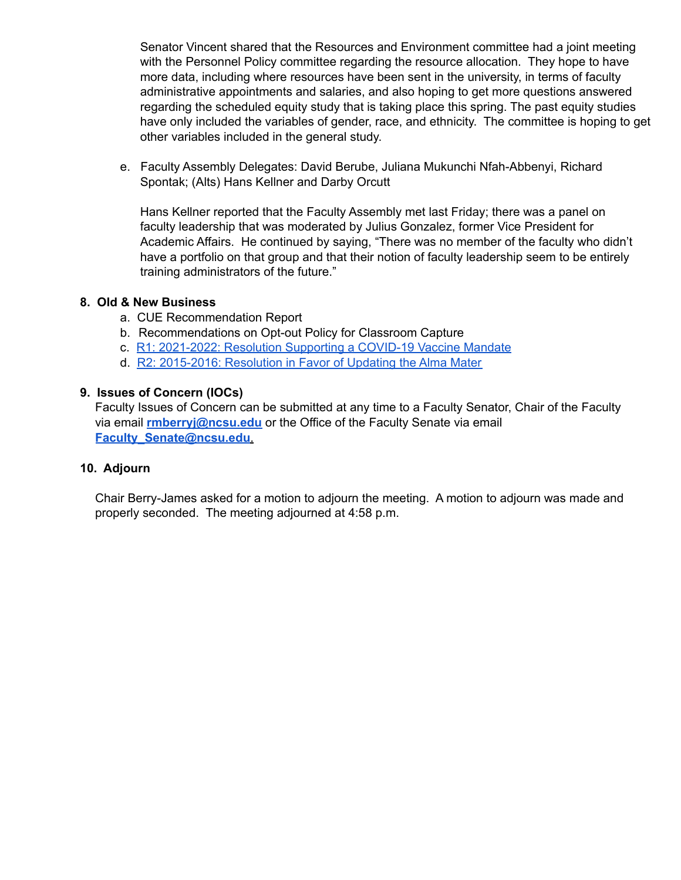Senator Vincent shared that the Resources and Environment committee had a joint meeting with the Personnel Policy committee regarding the resource allocation. They hope to have more data, including where resources have been sent in the university, in terms of faculty administrative appointments and salaries, and also hoping to get more questions answered regarding the scheduled equity study that is taking place this spring. The past equity studies have only included the variables of gender, race, and ethnicity. The committee is hoping to get other variables included in the general study.

e. Faculty Assembly Delegates: David Berube, Juliana Mukunchi Nfah-Abbenyi, Richard Spontak; (Alts) Hans Kellner and Darby Orcutt

   Hans Kellner reported that the Faculty Assembly met last Friday; there was a panel on faculty leadership that was moderated by Julius Gonzalez, former Vice President for Academic Affairs. He continued by saying, "There was no member of the faculty who didn't have a portfolio on that group and that their notion of faculty leadership seem to be entirely training administrators of the future."

**8. Old & New Business**

a. CUE Recommendation Report
b. Recommendations on Opt-out Policy for Classroom Capture
c. R1: 2021-2022: Resolution Supporting a COVID-19 Vaccine Mandate
d. R2: 2015-2016: Resolution in Favor of Updating the Alma Mater

**9. Issues of Concern (IOCs)**

Faculty Issues of Concern can be submitted at any time to a Faculty Senator, Chair of the Faculty via email **rmberryj@ncsu.edu** or the Office of the Faculty Senate via email **Faculty_Senate@ncsu.edu**.

**10. Adjourn**

Chair Berry-James asked for a motion to adjourn the meeting. A motion to adjourn was made and properly seconded. The meeting adjourned at 4:58 p.m.